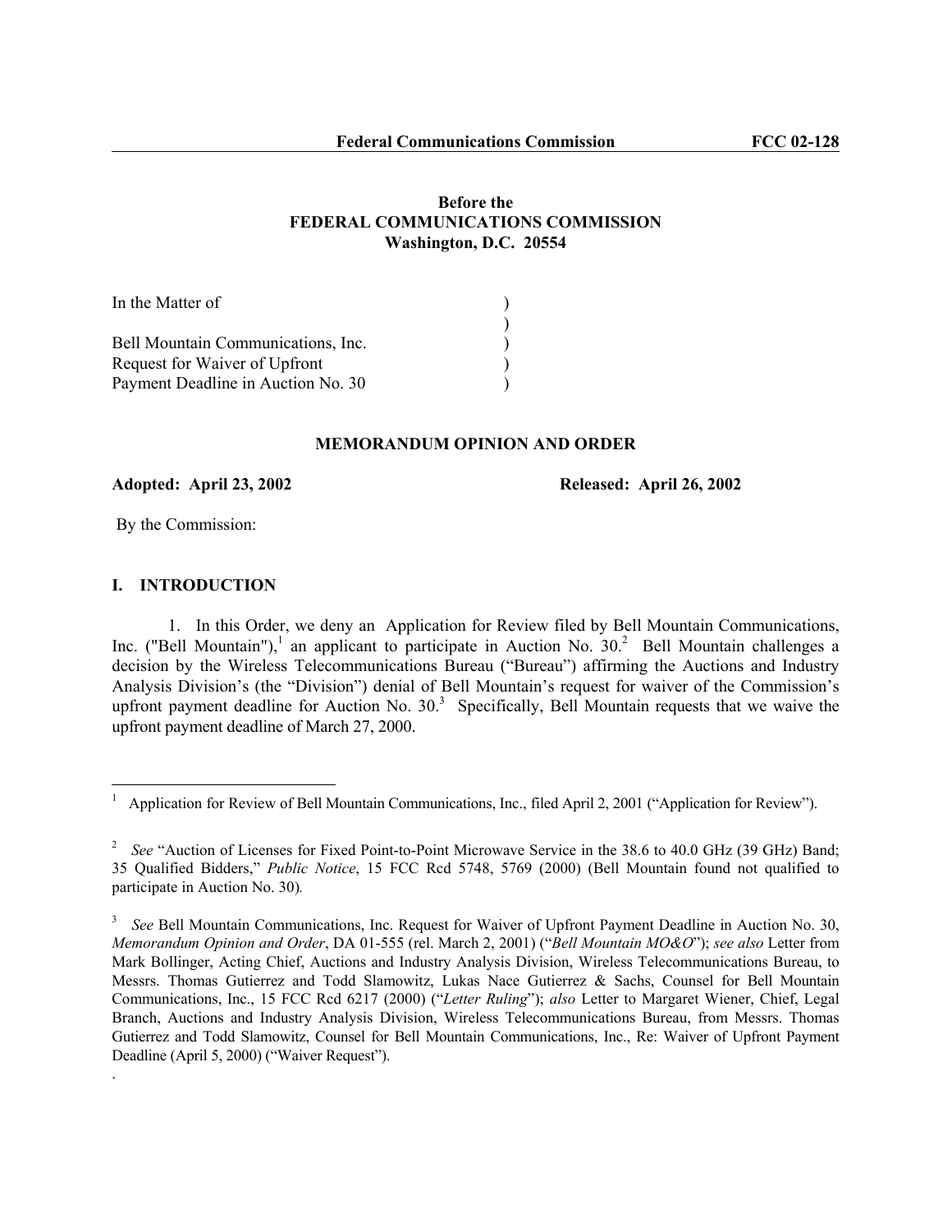Before the
FEDERAL COMMUNICATIONS COMMISSION
Washington, D.C. 20554

| | |
|---|---|
| In the Matter of | ) |
| | ) |
| Bell Mountain Communications, Inc. | ) |
| Request for Waiver of Upfront | ) |
| Payment Deadline in Auction No. 30 | ) |

## MEMORANDUM OPINION AND ORDER

**Adopted: April 23, 2002** **Released: April 26, 2002**

By the Commission:

## I. INTRODUCTION

1. In this Order, we deny an Application for Review filed by Bell Mountain Communications, Inc. ("Bell Mountain"),[1] an applicant to participate in Auction No. 30.[2] Bell Mountain challenges a decision by the Wireless Telecommunications Bureau ("Bureau") affirming the Auctions and Industry Analysis Division's (the "Division") denial of Bell Mountain's request for waiver of the Commission's upfront payment deadline for Auction No. 30.[3] Specifically, Bell Mountain requests that we waive the upfront payment deadline of March 27, 2000.

---

[1] Application for Review of Bell Mountain Communications, Inc., filed April 2, 2001 ("Application for Review").

[2] *See* "Auction of Licenses for Fixed Point-to-Point Microwave Service in the 38.6 to 40.0 GHz (39 GHz) Band; 35 Qualified Bidders," *Public Notice*, 15 FCC Rcd 5748, 5769 (2000) (Bell Mountain found not qualified to participate in Auction No. 30).

[3] *See* Bell Mountain Communications, Inc. Request for Waiver of Upfront Payment Deadline in Auction No. 30, *Memorandum Opinion and Order*, DA 01-555 (rel. March 2, 2001) ("*Bell Mountain MO&O*"); *see also* Letter from Mark Bollinger, Acting Chief, Auctions and Industry Analysis Division, Wireless Telecommunications Bureau, to Messrs. Thomas Gutierrez and Todd Slamowitz, Lukas Nace Gutierrez & Sachs, Counsel for Bell Mountain Communications, Inc., 15 FCC Rcd 6217 (2000) ("*Letter Ruling*"); *also* Letter to Margaret Wiener, Chief, Legal Branch, Auctions and Industry Analysis Division, Wireless Telecommunications Bureau, from Messrs. Thomas Gutierrez and Todd Slamowitz, Counsel for Bell Mountain Communications, Inc., Re: Waiver of Upfront Payment Deadline (April 5, 2000) ("Waiver Request").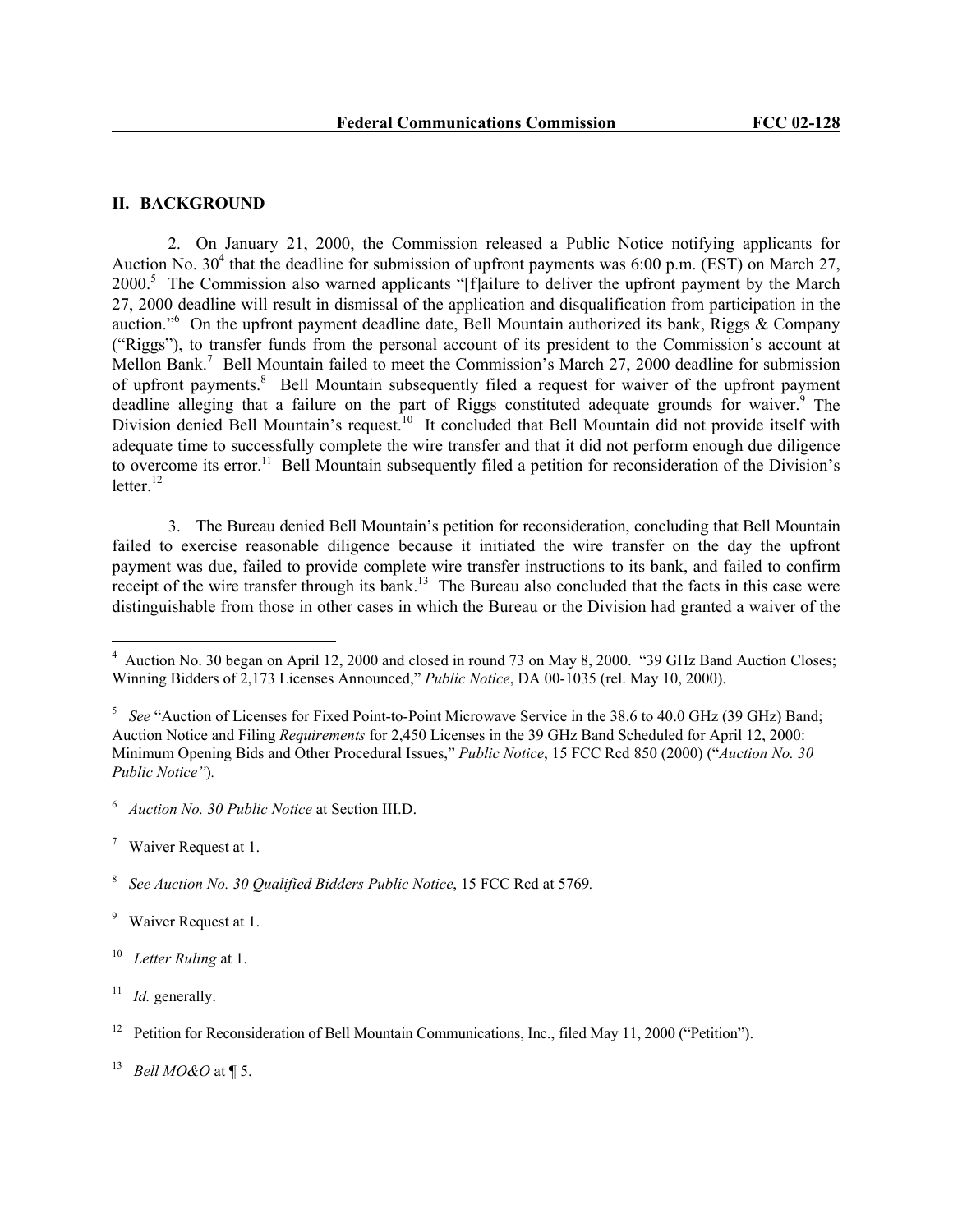## II. BACKGROUND

2. On January 21, 2000, the Commission released a Public Notice notifying applicants for Auction No. 30[4] that the deadline for submission of upfront payments was 6:00 p.m. (EST) on March 27, 2000.[5] The Commission also warned applicants "[f]ailure to deliver the upfront payment by the March 27, 2000 deadline will result in dismissal of the application and disqualification from participation in the auction."[6] On the upfront payment deadline date, Bell Mountain authorized its bank, Riggs & Company ("Riggs"), to transfer funds from the personal account of its president to the Commission's account at Mellon Bank.[7] Bell Mountain failed to meet the Commission's March 27, 2000 deadline for submission of upfront payments.[8] Bell Mountain subsequently filed a request for waiver of the upfront payment deadline alleging that a failure on the part of Riggs constituted adequate grounds for waiver.[9] The Division denied Bell Mountain's request.[10] It concluded that Bell Mountain did not provide itself with adequate time to successfully complete the wire transfer and that it did not perform enough due diligence to overcome its error.[11] Bell Mountain subsequently filed a petition for reconsideration of the Division's letter.[12]

3. The Bureau denied Bell Mountain's petition for reconsideration, concluding that Bell Mountain failed to exercise reasonable diligence because it initiated the wire transfer on the day the upfront payment was due, failed to provide complete wire transfer instructions to its bank, and failed to confirm receipt of the wire transfer through its bank.[13] The Bureau also concluded that the facts in this case were distinguishable from those in other cases in which the Bureau or the Division had granted a waiver of the

---

[4] Auction No. 30 began on April 12, 2000 and closed in round 73 on May 8, 2000. "39 GHz Band Auction Closes; Winning Bidders of 2,173 Licenses Announced," *Public Notice*, DA 00-1035 (rel. May 10, 2000).

[5] *See* "Auction of Licenses for Fixed Point-to-Point Microwave Service in the 38.6 to 40.0 GHz (39 GHz) Band; Auction Notice and Filing *Requirements* for 2,450 Licenses in the 39 GHz Band Scheduled for April 12, 2000: Minimum Opening Bids and Other Procedural Issues," *Public Notice*, 15 FCC Rcd 850 (2000) ("*Auction No. 30 Public Notice"*).

[6] *Auction No. 30 Public Notice* at Section III.D.

[7] Waiver Request at 1.

[8] *See Auction No. 30 Qualified Bidders Public Notice*, 15 FCC Rcd at 5769.

[9] Waiver Request at 1.

[10] *Letter Ruling* at 1.

[11] *Id.* generally.

[12] Petition for Reconsideration of Bell Mountain Communications, Inc., filed May 11, 2000 ("Petition").

[13] *Bell MO&O* at ¶ 5.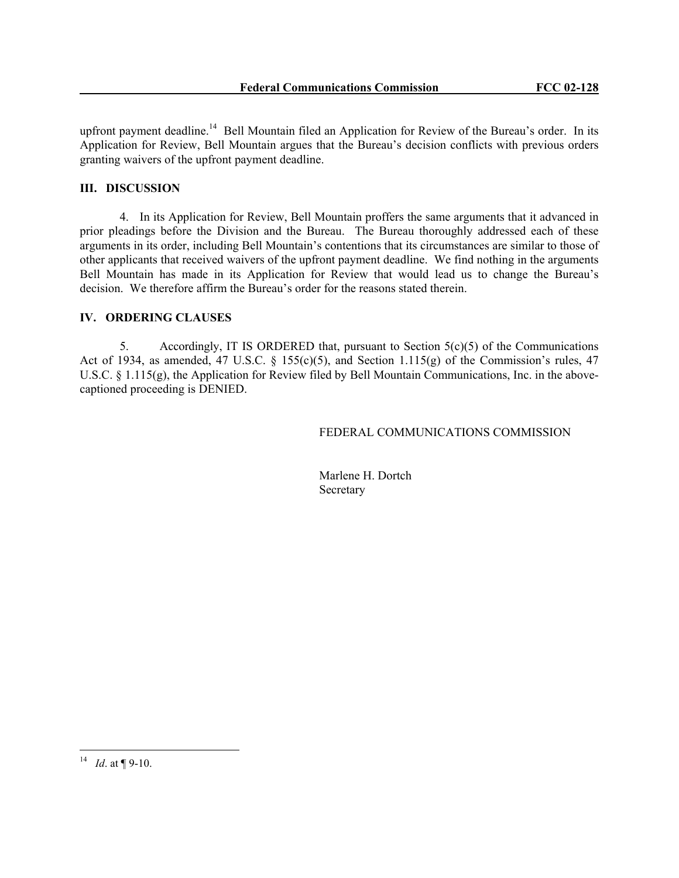upfront payment deadline.[14] Bell Mountain filed an Application for Review of the Bureau's order. In its Application for Review, Bell Mountain argues that the Bureau's decision conflicts with previous orders granting waivers of the upfront payment deadline.

## III. DISCUSSION

4. In its Application for Review, Bell Mountain proffers the same arguments that it advanced in prior pleadings before the Division and the Bureau. The Bureau thoroughly addressed each of these arguments in its order, including Bell Mountain's contentions that its circumstances are similar to those of other applicants that received waivers of the upfront payment deadline. We find nothing in the arguments Bell Mountain has made in its Application for Review that would lead us to change the Bureau's decision. We therefore affirm the Bureau's order for the reasons stated therein.

## IV. ORDERING CLAUSES

5. Accordingly, IT IS ORDERED that, pursuant to Section 5(c)(5) of the Communications Act of 1934, as amended, 47 U.S.C. § 155(c)(5), and Section 1.115(g) of the Commission's rules, 47 U.S.C. § 1.115(g), the Application for Review filed by Bell Mountain Communications, Inc. in the above-captioned proceeding is DENIED.

FEDERAL COMMUNICATIONS COMMISSION

Marlene H. Dortch
Secretary

---

[14] *Id*. at ¶ 9-10.